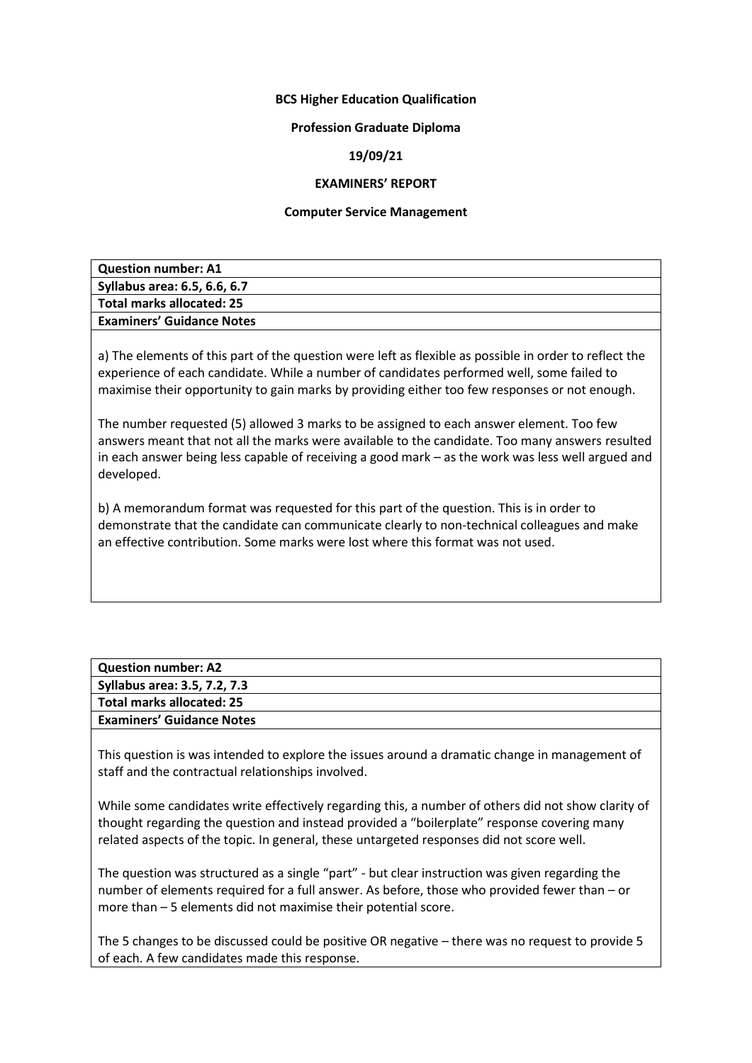**BCS Higher Education Qualification**

**Profession Graduate Diploma**

**19/09/21**

**EXAMINERS' REPORT**

**Computer Service Management**

| **Question number: A1** |
|---|
| **Syllabus area: 6.5, 6.6, 6.7** |
| **Total marks allocated: 25** |
| **Examiners' Guidance Notes** |

a) The elements of this part of the question were left as flexible as possible in order to reflect the experience of each candidate. While a number of candidates performed well, some failed to maximise their opportunity to gain marks by providing either too few responses or not enough.

The number requested (5) allowed 3 marks to be assigned to each answer element. Too few answers meant that not all the marks were available to the candidate. Too many answers resulted in each answer being less capable of receiving a good mark – as the work was less well argued and developed.

b) A memorandum format was requested for this part of the question. This is in order to demonstrate that the candidate can communicate clearly to non-technical colleagues and make an effective contribution. Some marks were lost where this format was not used.

| **Question number: A2** |
|---|
| **Syllabus area: 3.5, 7.2, 7.3** |
| **Total marks allocated: 25** |
| **Examiners' Guidance Notes** |

This question is was intended to explore the issues around a dramatic change in management of staff and the contractual relationships involved.

While some candidates write effectively regarding this, a number of others did not show clarity of thought regarding the question and instead provided a "boilerplate" response covering many related aspects of the topic. In general, these untargeted responses did not score well.

The question was structured as a single "part" - but clear instruction was given regarding the number of elements required for a full answer. As before, those who provided fewer than – or more than – 5 elements did not maximise their potential score.

The 5 changes to be discussed could be positive OR negative – there was no request to provide 5 of each. A few candidates made this response.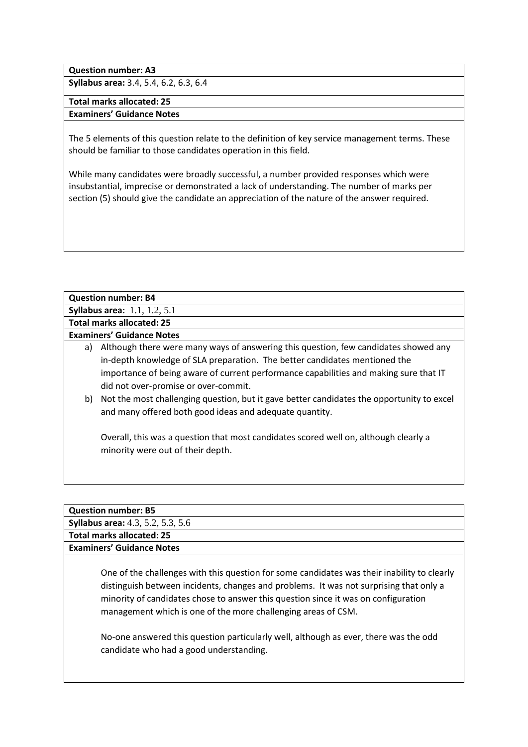**Question number: A3**

**Syllabus area:** 3.4, 5.4, 6.2, 6.3, 6.4

**Total marks allocated: 25**

**Examiners' Guidance Notes**

The 5 elements of this question relate to the definition of key service management terms. These should be familiar to those candidates operation in this field.

While many candidates were broadly successful, a number provided responses which were insubstantial, imprecise or demonstrated a lack of understanding. The number of marks per section (5) should give the candidate an appreciation of the nature of the answer required.

**Question number: B4**

**Syllabus area:** 1.1, 1.2, 5.1

**Total marks allocated: 25**

**Examiners' Guidance Notes**

a) Although there were many ways of answering this question, few candidates showed any in-depth knowledge of SLA preparation. The better candidates mentioned the importance of being aware of current performance capabilities and making sure that IT did not over-promise or over-commit.

b) Not the most challenging question, but it gave better candidates the opportunity to excel and many offered both good ideas and adequate quantity.

Overall, this was a question that most candidates scored well on, although clearly a minority were out of their depth.

**Question number: B5**

**Syllabus area:** 4.3, 5.2, 5.3, 5.6

**Total marks allocated: 25**

**Examiners' Guidance Notes**

One of the challenges with this question for some candidates was their inability to clearly distinguish between incidents, changes and problems. It was not surprising that only a minority of candidates chose to answer this question since it was on configuration management which is one of the more challenging areas of CSM.

No-one answered this question particularly well, although as ever, there was the odd candidate who had a good understanding.